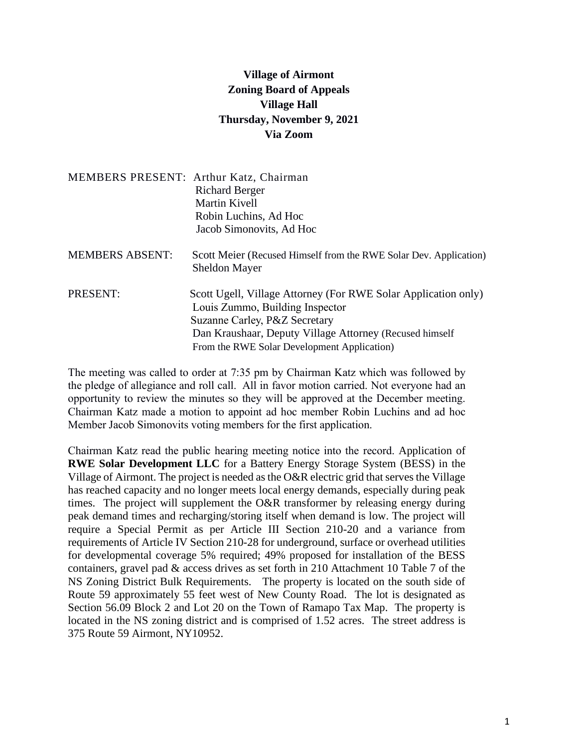**Village of Airmont**
**Zoning Board of Appeals**
**Village Hall**
**Thursday, November 9, 2021**
**Via Zoom**

MEMBERS PRESENT: Arthur Katz, Chairman
Richard Berger
Martin Kivell
Robin Luchins, Ad Hoc
Jacob Simonovits, Ad Hoc

MEMBERS ABSENT: Scott Meier (Recused Himself from the RWE Solar Dev. Application)
Sheldon Mayer

PRESENT: Scott Ugell, Village Attorney (For RWE Solar Application only)
Louis Zummo, Building Inspector
Suzanne Carley, P&Z Secretary
Dan Kraushaar, Deputy Village Attorney (Recused himself From the RWE Solar Development Application)

The meeting was called to order at 7:35 pm by Chairman Katz which was followed by the pledge of allegiance and roll call. All in favor motion carried. Not everyone had an opportunity to review the minutes so they will be approved at the December meeting. Chairman Katz made a motion to appoint ad hoc member Robin Luchins and ad hoc Member Jacob Simonovits voting members for the first application.

Chairman Katz read the public hearing meeting notice into the record. Application of **RWE Solar Development LLC** for a Battery Energy Storage System (BESS) in the Village of Airmont. The project is needed as the O&R electric grid that serves the Village has reached capacity and no longer meets local energy demands, especially during peak times. The project will supplement the O&R transformer by releasing energy during peak demand times and recharging/storing itself when demand is low. The project will require a Special Permit as per Article III Section 210-20 and a variance from requirements of Article IV Section 210-28 for underground, surface or overhead utilities for developmental coverage 5% required; 49% proposed for installation of the BESS containers, gravel pad & access drives as set forth in 210 Attachment 10 Table 7 of the NS Zoning District Bulk Requirements. The property is located on the south side of Route 59 approximately 55 feet west of New County Road. The lot is designated as Section 56.09 Block 2 and Lot 20 on the Town of Ramapo Tax Map. The property is located in the NS zoning district and is comprised of 1.52 acres. The street address is 375 Route 59 Airmont, NY10952.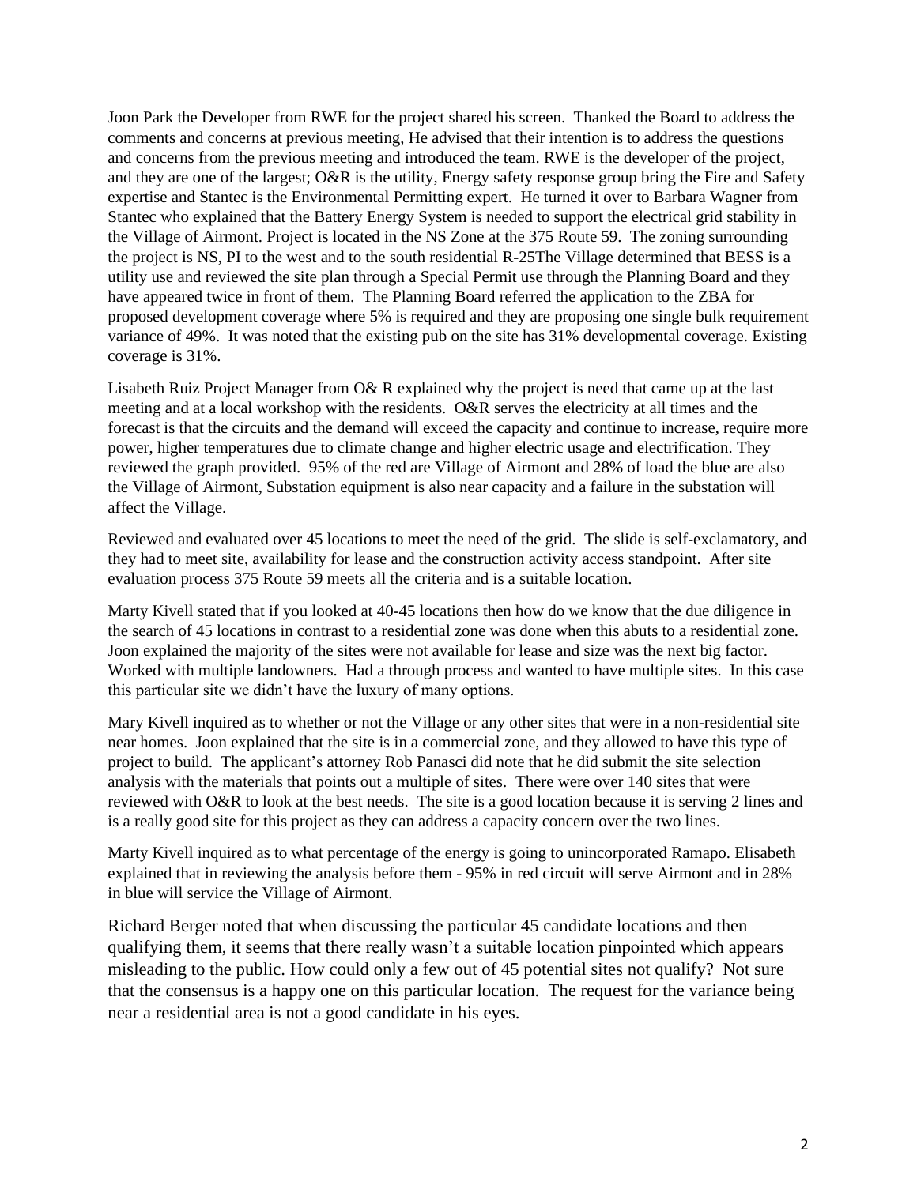Joon Park the Developer from RWE for the project shared his screen. Thanked the Board to address the comments and concerns at previous meeting, He advised that their intention is to address the questions and concerns from the previous meeting and introduced the team. RWE is the developer of the project, and they are one of the largest; O&R is the utility, Energy safety response group bring the Fire and Safety expertise and Stantec is the Environmental Permitting expert. He turned it over to Barbara Wagner from Stantec who explained that the Battery Energy System is needed to support the electrical grid stability in the Village of Airmont. Project is located in the NS Zone at the 375 Route 59. The zoning surrounding the project is NS, PI to the west and to the south residential R-25The Village determined that BESS is a utility use and reviewed the site plan through a Special Permit use through the Planning Board and they have appeared twice in front of them. The Planning Board referred the application to the ZBA for proposed development coverage where 5% is required and they are proposing one single bulk requirement variance of 49%. It was noted that the existing pub on the site has 31% developmental coverage. Existing coverage is 31%.

Lisabeth Ruiz Project Manager from O& R explained why the project is need that came up at the last meeting and at a local workshop with the residents. O&R serves the electricity at all times and the forecast is that the circuits and the demand will exceed the capacity and continue to increase, require more power, higher temperatures due to climate change and higher electric usage and electrification. They reviewed the graph provided. 95% of the red are Village of Airmont and 28% of load the blue are also the Village of Airmont, Substation equipment is also near capacity and a failure in the substation will affect the Village.

Reviewed and evaluated over 45 locations to meet the need of the grid. The slide is self-exclamatory, and they had to meet site, availability for lease and the construction activity access standpoint. After site evaluation process 375 Route 59 meets all the criteria and is a suitable location.

Marty Kivell stated that if you looked at 40-45 locations then how do we know that the due diligence in the search of 45 locations in contrast to a residential zone was done when this abuts to a residential zone. Joon explained the majority of the sites were not available for lease and size was the next big factor. Worked with multiple landowners. Had a through process and wanted to have multiple sites. In this case this particular site we didn't have the luxury of many options.

Mary Kivell inquired as to whether or not the Village or any other sites that were in a non-residential site near homes. Joon explained that the site is in a commercial zone, and they allowed to have this type of project to build. The applicant's attorney Rob Panasci did note that he did submit the site selection analysis with the materials that points out a multiple of sites. There were over 140 sites that were reviewed with O&R to look at the best needs. The site is a good location because it is serving 2 lines and is a really good site for this project as they can address a capacity concern over the two lines.

Marty Kivell inquired as to what percentage of the energy is going to unincorporated Ramapo. Elisabeth explained that in reviewing the analysis before them - 95% in red circuit will serve Airmont and in 28% in blue will service the Village of Airmont.

Richard Berger noted that when discussing the particular 45 candidate locations and then qualifying them, it seems that there really wasn't a suitable location pinpointed which appears misleading to the public. How could only a few out of 45 potential sites not qualify? Not sure that the consensus is a happy one on this particular location. The request for the variance being near a residential area is not a good candidate in his eyes.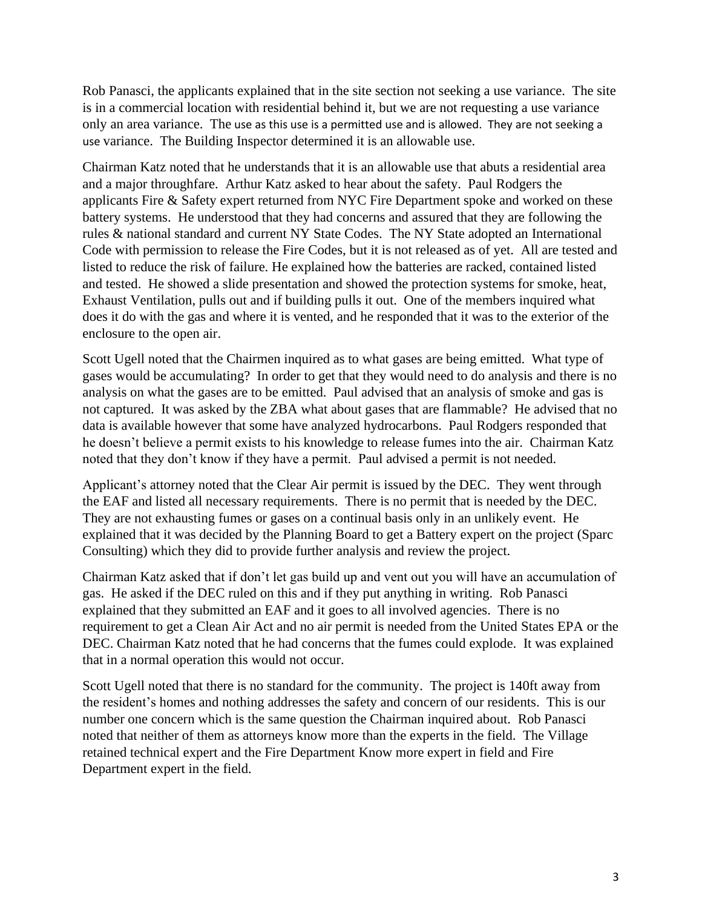Rob Panasci, the applicants explained that in the site section not seeking a use variance. The site is in a commercial location with residential behind it, but we are not requesting a use variance only an area variance. The use as this use is a permitted use and is allowed. They are not seeking a use variance. The Building Inspector determined it is an allowable use.

Chairman Katz noted that he understands that it is an allowable use that abuts a residential area and a major throughfare. Arthur Katz asked to hear about the safety. Paul Rodgers the applicants Fire & Safety expert returned from NYC Fire Department spoke and worked on these battery systems. He understood that they had concerns and assured that they are following the rules & national standard and current NY State Codes. The NY State adopted an International Code with permission to release the Fire Codes, but it is not released as of yet. All are tested and listed to reduce the risk of failure. He explained how the batteries are racked, contained listed and tested. He showed a slide presentation and showed the protection systems for smoke, heat, Exhaust Ventilation, pulls out and if building pulls it out. One of the members inquired what does it do with the gas and where it is vented, and he responded that it was to the exterior of the enclosure to the open air.

Scott Ugell noted that the Chairmen inquired as to what gases are being emitted. What type of gases would be accumulating? In order to get that they would need to do analysis and there is no analysis on what the gases are to be emitted. Paul advised that an analysis of smoke and gas is not captured. It was asked by the ZBA what about gases that are flammable? He advised that no data is available however that some have analyzed hydrocarbons. Paul Rodgers responded that he doesn't believe a permit exists to his knowledge to release fumes into the air. Chairman Katz noted that they don't know if they have a permit. Paul advised a permit is not needed.

Applicant's attorney noted that the Clear Air permit is issued by the DEC. They went through the EAF and listed all necessary requirements. There is no permit that is needed by the DEC. They are not exhausting fumes or gases on a continual basis only in an unlikely event. He explained that it was decided by the Planning Board to get a Battery expert on the project (Sparc Consulting) which they did to provide further analysis and review the project.

Chairman Katz asked that if don't let gas build up and vent out you will have an accumulation of gas. He asked if the DEC ruled on this and if they put anything in writing. Rob Panasci explained that they submitted an EAF and it goes to all involved agencies. There is no requirement to get a Clean Air Act and no air permit is needed from the United States EPA or the DEC. Chairman Katz noted that he had concerns that the fumes could explode. It was explained that in a normal operation this would not occur.

Scott Ugell noted that there is no standard for the community. The project is 140ft away from the resident's homes and nothing addresses the safety and concern of our residents. This is our number one concern which is the same question the Chairman inquired about. Rob Panasci noted that neither of them as attorneys know more than the experts in the field. The Village retained technical expert and the Fire Department Know more expert in field and Fire Department expert in the field.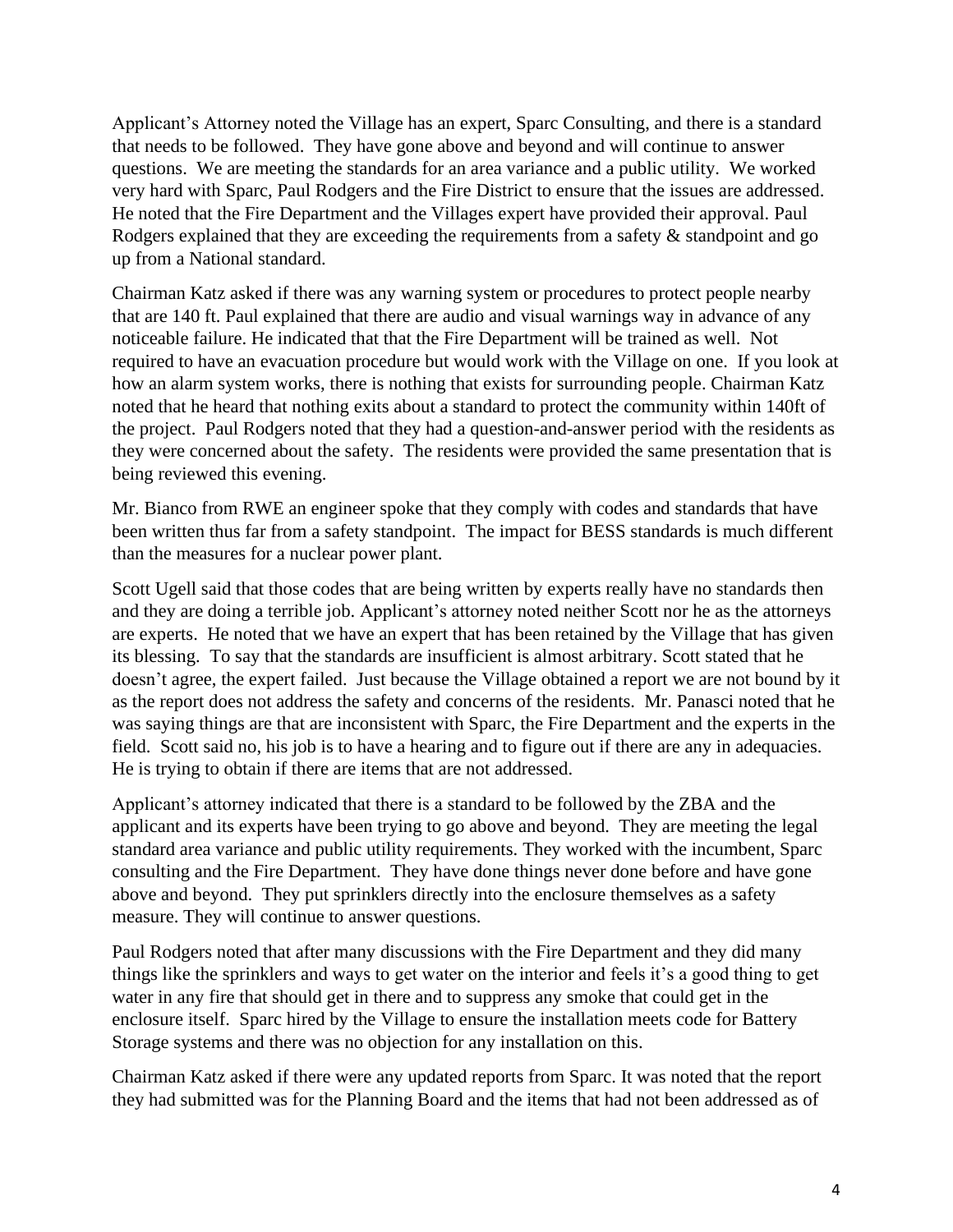Applicant's Attorney noted the Village has an expert, Sparc Consulting, and there is a standard that needs to be followed. They have gone above and beyond and will continue to answer questions. We are meeting the standards for an area variance and a public utility. We worked very hard with Sparc, Paul Rodgers and the Fire District to ensure that the issues are addressed. He noted that the Fire Department and the Villages expert have provided their approval. Paul Rodgers explained that they are exceeding the requirements from a safety & standpoint and go up from a National standard.

Chairman Katz asked if there was any warning system or procedures to protect people nearby that are 140 ft. Paul explained that there are audio and visual warnings way in advance of any noticeable failure. He indicated that that the Fire Department will be trained as well. Not required to have an evacuation procedure but would work with the Village on one. If you look at how an alarm system works, there is nothing that exists for surrounding people. Chairman Katz noted that he heard that nothing exits about a standard to protect the community within 140ft of the project. Paul Rodgers noted that they had a question-and-answer period with the residents as they were concerned about the safety. The residents were provided the same presentation that is being reviewed this evening.

Mr. Bianco from RWE an engineer spoke that they comply with codes and standards that have been written thus far from a safety standpoint. The impact for BESS standards is much different than the measures for a nuclear power plant.

Scott Ugell said that those codes that are being written by experts really have no standards then and they are doing a terrible job. Applicant's attorney noted neither Scott nor he as the attorneys are experts. He noted that we have an expert that has been retained by the Village that has given its blessing. To say that the standards are insufficient is almost arbitrary. Scott stated that he doesn't agree, the expert failed. Just because the Village obtained a report we are not bound by it as the report does not address the safety and concerns of the residents. Mr. Panasci noted that he was saying things are that are inconsistent with Sparc, the Fire Department and the experts in the field. Scott said no, his job is to have a hearing and to figure out if there are any in adequacies. He is trying to obtain if there are items that are not addressed.

Applicant's attorney indicated that there is a standard to be followed by the ZBA and the applicant and its experts have been trying to go above and beyond. They are meeting the legal standard area variance and public utility requirements. They worked with the incumbent, Sparc consulting and the Fire Department. They have done things never done before and have gone above and beyond. They put sprinklers directly into the enclosure themselves as a safety measure. They will continue to answer questions.

Paul Rodgers noted that after many discussions with the Fire Department and they did many things like the sprinklers and ways to get water on the interior and feels it's a good thing to get water in any fire that should get in there and to suppress any smoke that could get in the enclosure itself. Sparc hired by the Village to ensure the installation meets code for Battery Storage systems and there was no objection for any installation on this.

Chairman Katz asked if there were any updated reports from Sparc. It was noted that the report they had submitted was for the Planning Board and the items that had not been addressed as of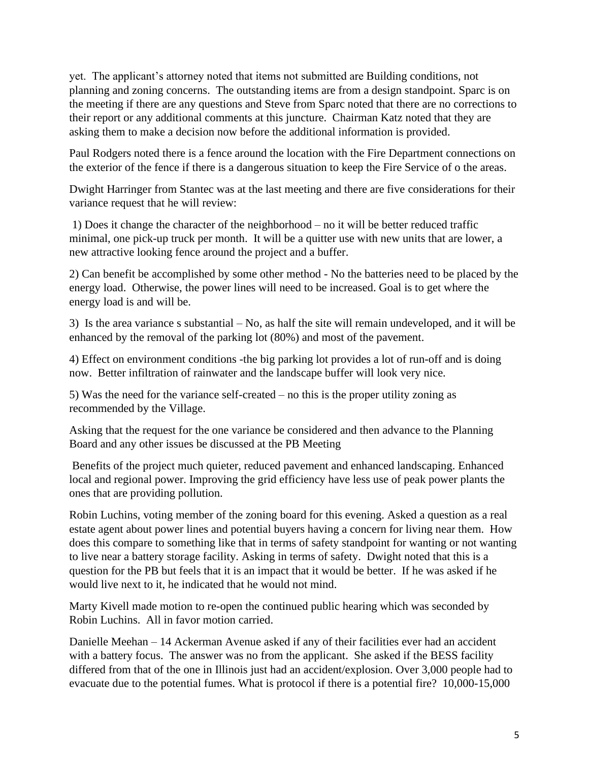yet. The applicant's attorney noted that items not submitted are Building conditions, not planning and zoning concerns. The outstanding items are from a design standpoint. Sparc is on the meeting if there are any questions and Steve from Sparc noted that there are no corrections to their report or any additional comments at this juncture. Chairman Katz noted that they are asking them to make a decision now before the additional information is provided.

Paul Rodgers noted there is a fence around the location with the Fire Department connections on the exterior of the fence if there is a dangerous situation to keep the Fire Service of o the areas.

Dwight Harringer from Stantec was at the last meeting and there are five considerations for their variance request that he will review:

1) Does it change the character of the neighborhood – no it will be better reduced traffic minimal, one pick-up truck per month. It will be a quitter use with new units that are lower, a new attractive looking fence around the project and a buffer.

2) Can benefit be accomplished by some other method - No the batteries need to be placed by the energy load. Otherwise, the power lines will need to be increased. Goal is to get where the energy load is and will be.

3) Is the area variance s substantial – No, as half the site will remain undeveloped, and it will be enhanced by the removal of the parking lot (80%) and most of the pavement.

4) Effect on environment conditions -the big parking lot provides a lot of run-off and is doing now. Better infiltration of rainwater and the landscape buffer will look very nice.

5) Was the need for the variance self-created – no this is the proper utility zoning as recommended by the Village.

Asking that the request for the one variance be considered and then advance to the Planning Board and any other issues be discussed at the PB Meeting

Benefits of the project much quieter, reduced pavement and enhanced landscaping. Enhanced local and regional power. Improving the grid efficiency have less use of peak power plants the ones that are providing pollution.

Robin Luchins, voting member of the zoning board for this evening. Asked a question as a real estate agent about power lines and potential buyers having a concern for living near them. How does this compare to something like that in terms of safety standpoint for wanting or not wanting to live near a battery storage facility. Asking in terms of safety. Dwight noted that this is a question for the PB but feels that it is an impact that it would be better. If he was asked if he would live next to it, he indicated that he would not mind.

Marty Kivell made motion to re-open the continued public hearing which was seconded by Robin Luchins. All in favor motion carried.

Danielle Meehan – 14 Ackerman Avenue asked if any of their facilities ever had an accident with a battery focus. The answer was no from the applicant. She asked if the BESS facility differed from that of the one in Illinois just had an accident/explosion. Over 3,000 people had to evacuate due to the potential fumes. What is protocol if there is a potential fire? 10,000-15,000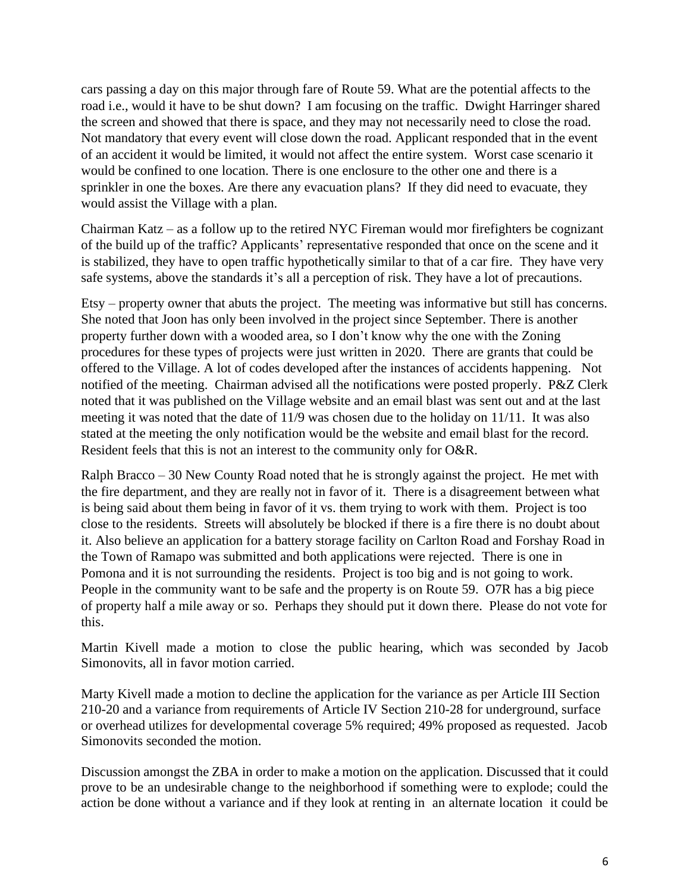cars passing a day on this major through fare of Route 59. What are the potential affects to the road i.e., would it have to be shut down? I am focusing on the traffic. Dwight Harringer shared the screen and showed that there is space, and they may not necessarily need to close the road. Not mandatory that every event will close down the road. Applicant responded that in the event of an accident it would be limited, it would not affect the entire system. Worst case scenario it would be confined to one location. There is one enclosure to the other one and there is a sprinkler in one the boxes. Are there any evacuation plans? If they did need to evacuate, they would assist the Village with a plan.

Chairman Katz – as a follow up to the retired NYC Fireman would mor firefighters be cognizant of the build up of the traffic? Applicants' representative responded that once on the scene and it is stabilized, they have to open traffic hypothetically similar to that of a car fire. They have very safe systems, above the standards it's all a perception of risk. They have a lot of precautions.

Etsy – property owner that abuts the project. The meeting was informative but still has concerns. She noted that Joon has only been involved in the project since September. There is another property further down with a wooded area, so I don't know why the one with the Zoning procedures for these types of projects were just written in 2020. There are grants that could be offered to the Village. A lot of codes developed after the instances of accidents happening. Not notified of the meeting. Chairman advised all the notifications were posted properly. P&Z Clerk noted that it was published on the Village website and an email blast was sent out and at the last meeting it was noted that the date of 11/9 was chosen due to the holiday on 11/11. It was also stated at the meeting the only notification would be the website and email blast for the record. Resident feels that this is not an interest to the community only for O&R.

Ralph Bracco – 30 New County Road noted that he is strongly against the project. He met with the fire department, and they are really not in favor of it. There is a disagreement between what is being said about them being in favor of it vs. them trying to work with them. Project is too close to the residents. Streets will absolutely be blocked if there is a fire there is no doubt about it. Also believe an application for a battery storage facility on Carlton Road and Forshay Road in the Town of Ramapo was submitted and both applications were rejected. There is one in Pomona and it is not surrounding the residents. Project is too big and is not going to work. People in the community want to be safe and the property is on Route 59. O7R has a big piece of property half a mile away or so. Perhaps they should put it down there. Please do not vote for this.

Martin Kivell made a motion to close the public hearing, which was seconded by Jacob Simonovits, all in favor motion carried.

Marty Kivell made a motion to decline the application for the variance as per Article III Section 210-20 and a variance from requirements of Article IV Section 210-28 for underground, surface or overhead utilizes for developmental coverage 5% required; 49% proposed as requested. Jacob Simonovits seconded the motion.

Discussion amongst the ZBA in order to make a motion on the application. Discussed that it could prove to be an undesirable change to the neighborhood if something were to explode; could the action be done without a variance and if they look at renting in an alternate location it could be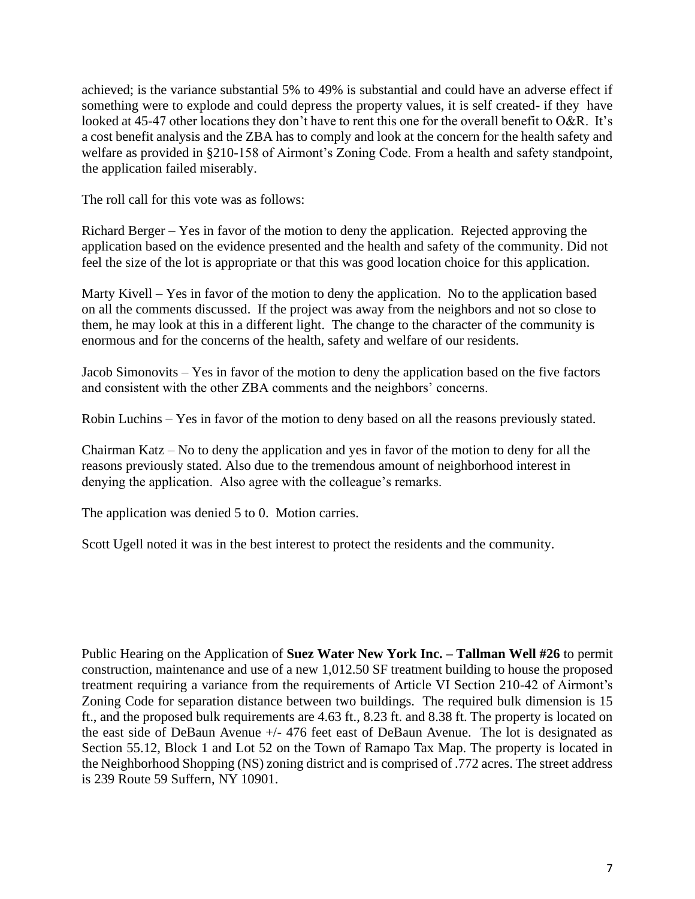achieved; is the variance substantial 5% to 49% is substantial and could have an adverse effect if something were to explode and could depress the property values, it is self created- if they have looked at 45-47 other locations they don't have to rent this one for the overall benefit to O&R. It's a cost benefit analysis and the ZBA has to comply and look at the concern for the health safety and welfare as provided in §210-158 of Airmont's Zoning Code. From a health and safety standpoint, the application failed miserably.

The roll call for this vote was as follows:

Richard Berger – Yes in favor of the motion to deny the application. Rejected approving the application based on the evidence presented and the health and safety of the community. Did not feel the size of the lot is appropriate or that this was good location choice for this application.

Marty Kivell – Yes in favor of the motion to deny the application. No to the application based on all the comments discussed. If the project was away from the neighbors and not so close to them, he may look at this in a different light. The change to the character of the community is enormous and for the concerns of the health, safety and welfare of our residents.

Jacob Simonovits – Yes in favor of the motion to deny the application based on the five factors and consistent with the other ZBA comments and the neighbors' concerns.

Robin Luchins – Yes in favor of the motion to deny based on all the reasons previously stated.

Chairman Katz – No to deny the application and yes in favor of the motion to deny for all the reasons previously stated. Also due to the tremendous amount of neighborhood interest in denying the application. Also agree with the colleague's remarks.

The application was denied 5 to 0. Motion carries.

Scott Ugell noted it was in the best interest to protect the residents and the community.

Public Hearing on the Application of **Suez Water New York Inc. – Tallman Well #26** to permit construction, maintenance and use of a new 1,012.50 SF treatment building to house the proposed treatment requiring a variance from the requirements of Article VI Section 210-42 of Airmont's Zoning Code for separation distance between two buildings. The required bulk dimension is 15 ft., and the proposed bulk requirements are 4.63 ft., 8.23 ft. and 8.38 ft. The property is located on the east side of DeBaun Avenue +/- 476 feet east of DeBaun Avenue. The lot is designated as Section 55.12, Block 1 and Lot 52 on the Town of Ramapo Tax Map. The property is located in the Neighborhood Shopping (NS) zoning district and is comprised of .772 acres. The street address is 239 Route 59 Suffern, NY 10901.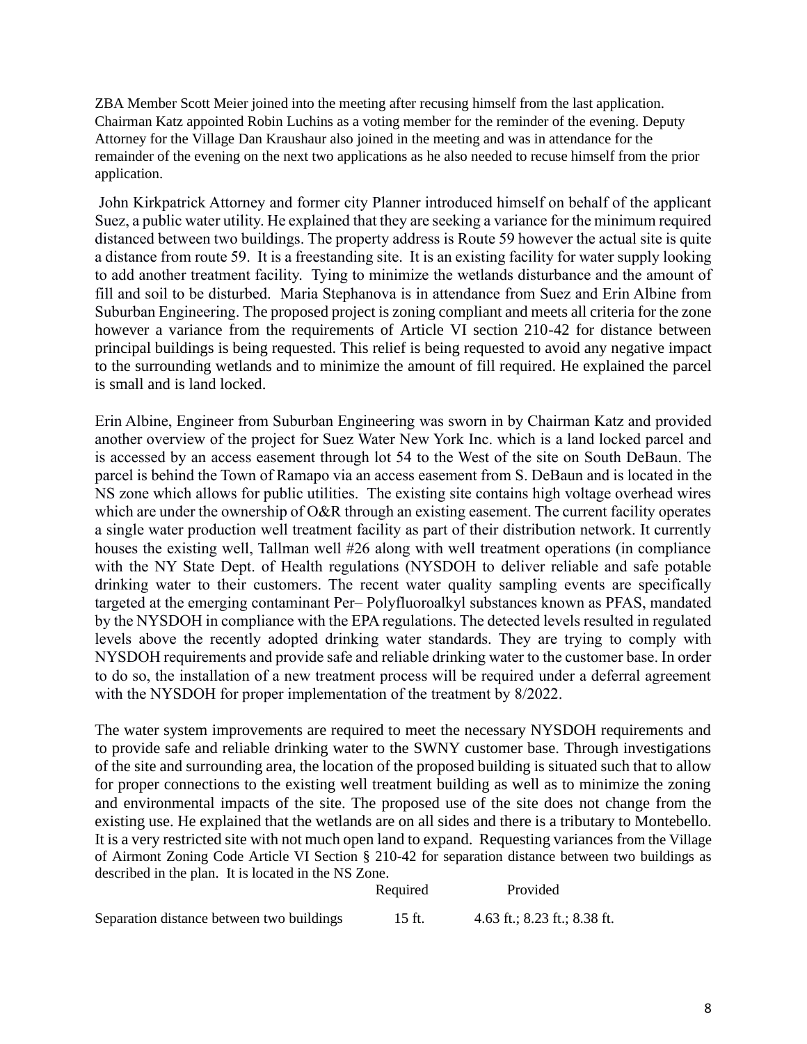ZBA Member Scott Meier joined into the meeting after recusing himself from the last application. Chairman Katz appointed Robin Luchins as a voting member for the reminder of the evening. Deputy Attorney for the Village Dan Kraushaur also joined in the meeting and was in attendance for the remainder of the evening on the next two applications as he also needed to recuse himself from the prior application.

John Kirkpatrick Attorney and former city Planner introduced himself on behalf of the applicant Suez, a public water utility. He explained that they are seeking a variance for the minimum required distanced between two buildings. The property address is Route 59 however the actual site is quite a distance from route 59. It is a freestanding site. It is an existing facility for water supply looking to add another treatment facility. Tying to minimize the wetlands disturbance and the amount of fill and soil to be disturbed. Maria Stephanova is in attendance from Suez and Erin Albine from Suburban Engineering. The proposed project is zoning compliant and meets all criteria for the zone however a variance from the requirements of Article VI section 210-42 for distance between principal buildings is being requested. This relief is being requested to avoid any negative impact to the surrounding wetlands and to minimize the amount of fill required. He explained the parcel is small and is land locked.

Erin Albine, Engineer from Suburban Engineering was sworn in by Chairman Katz and provided another overview of the project for Suez Water New York Inc. which is a land locked parcel and is accessed by an access easement through lot 54 to the West of the site on South DeBaun. The parcel is behind the Town of Ramapo via an access easement from S. DeBaun and is located in the NS zone which allows for public utilities. The existing site contains high voltage overhead wires which are under the ownership of O&R through an existing easement. The current facility operates a single water production well treatment facility as part of their distribution network. It currently houses the existing well, Tallman well #26 along with well treatment operations (in compliance with the NY State Dept. of Health regulations (NYSDOH to deliver reliable and safe potable drinking water to their customers. The recent water quality sampling events are specifically targeted at the emerging contaminant Per– Polyfluoroalkyl substances known as PFAS, mandated by the NYSDOH in compliance with the EPA regulations. The detected levels resulted in regulated levels above the recently adopted drinking water standards. They are trying to comply with NYSDOH requirements and provide safe and reliable drinking water to the customer base. In order to do so, the installation of a new treatment process will be required under a deferral agreement with the NYSDOH for proper implementation of the treatment by 8/2022.

The water system improvements are required to meet the necessary NYSDOH requirements and to provide safe and reliable drinking water to the SWNY customer base. Through investigations of the site and surrounding area, the location of the proposed building is situated such that to allow for proper connections to the existing well treatment building as well as to minimize the zoning and environmental impacts of the site. The proposed use of the site does not change from the existing use. He explained that the wetlands are on all sides and there is a tributary to Montebello. It is a very restricted site with not much open land to expand. Requesting variances from the Village of Airmont Zoning Code Article VI Section § 210-42 for separation distance between two buildings as described in the plan. It is located in the NS Zone.

| | Required | Provided |
|---|---|---|
| Separation distance between two buildings | 15 ft. | 4.63 ft.; 8.23 ft.; 8.38 ft. |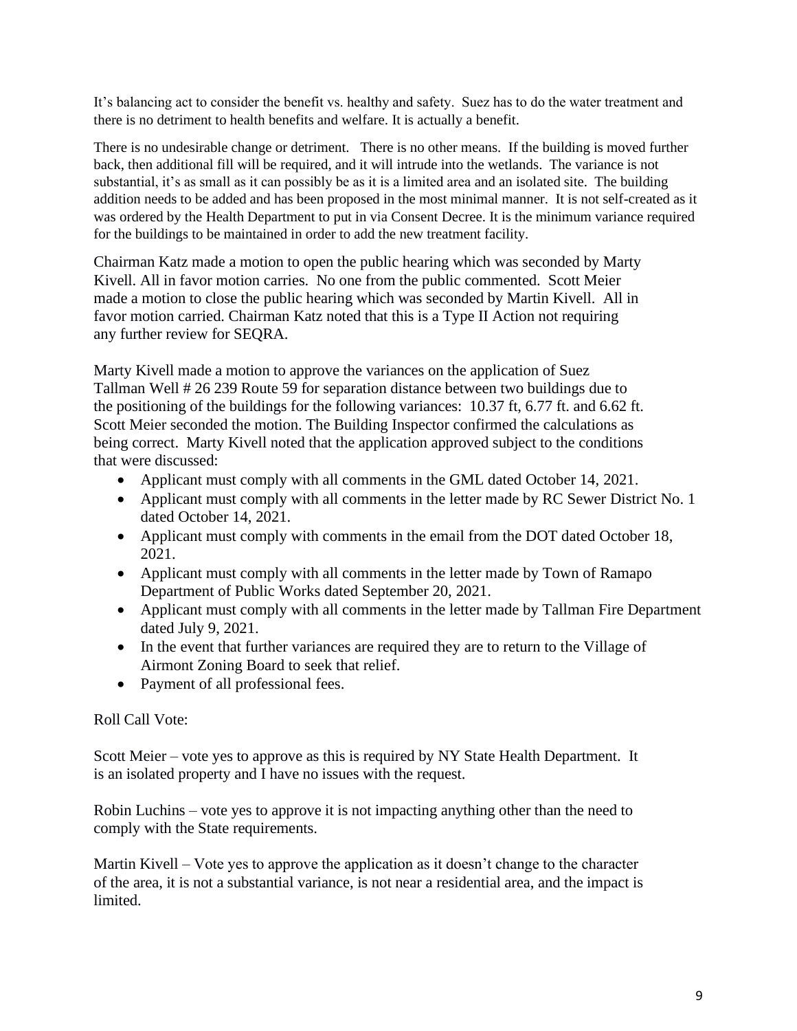It's balancing act to consider the benefit vs. healthy and safety. Suez has to do the water treatment and there is no detriment to health benefits and welfare. It is actually a benefit.

There is no undesirable change or detriment. There is no other means. If the building is moved further back, then additional fill will be required, and it will intrude into the wetlands. The variance is not substantial, it's as small as it can possibly be as it is a limited area and an isolated site. The building addition needs to be added and has been proposed in the most minimal manner. It is not self-created as it was ordered by the Health Department to put in via Consent Decree. It is the minimum variance required for the buildings to be maintained in order to add the new treatment facility.

Chairman Katz made a motion to open the public hearing which was seconded by Marty Kivell. All in favor motion carries. No one from the public commented. Scott Meier made a motion to close the public hearing which was seconded by Martin Kivell. All in favor motion carried. Chairman Katz noted that this is a Type II Action not requiring any further review for SEQRA.

Marty Kivell made a motion to approve the variances on the application of Suez Tallman Well # 26 239 Route 59 for separation distance between two buildings due to the positioning of the buildings for the following variances: 10.37 ft, 6.77 ft. and 6.62 ft. Scott Meier seconded the motion. The Building Inspector confirmed the calculations as being correct. Marty Kivell noted that the application approved subject to the conditions that were discussed:

- Applicant must comply with all comments in the GML dated October 14, 2021.
- Applicant must comply with all comments in the letter made by RC Sewer District No. 1 dated October 14, 2021.
- Applicant must comply with comments in the email from the DOT dated October 18, 2021.
- Applicant must comply with all comments in the letter made by Town of Ramapo Department of Public Works dated September 20, 2021.
- Applicant must comply with all comments in the letter made by Tallman Fire Department dated July 9, 2021.
- In the event that further variances are required they are to return to the Village of Airmont Zoning Board to seek that relief.
- Payment of all professional fees.

Roll Call Vote:

Scott Meier – vote yes to approve as this is required by NY State Health Department. It is an isolated property and I have no issues with the request.

Robin Luchins – vote yes to approve it is not impacting anything other than the need to comply with the State requirements.

Martin Kivell – Vote yes to approve the application as it doesn't change to the character of the area, it is not a substantial variance, is not near a residential area, and the impact is limited.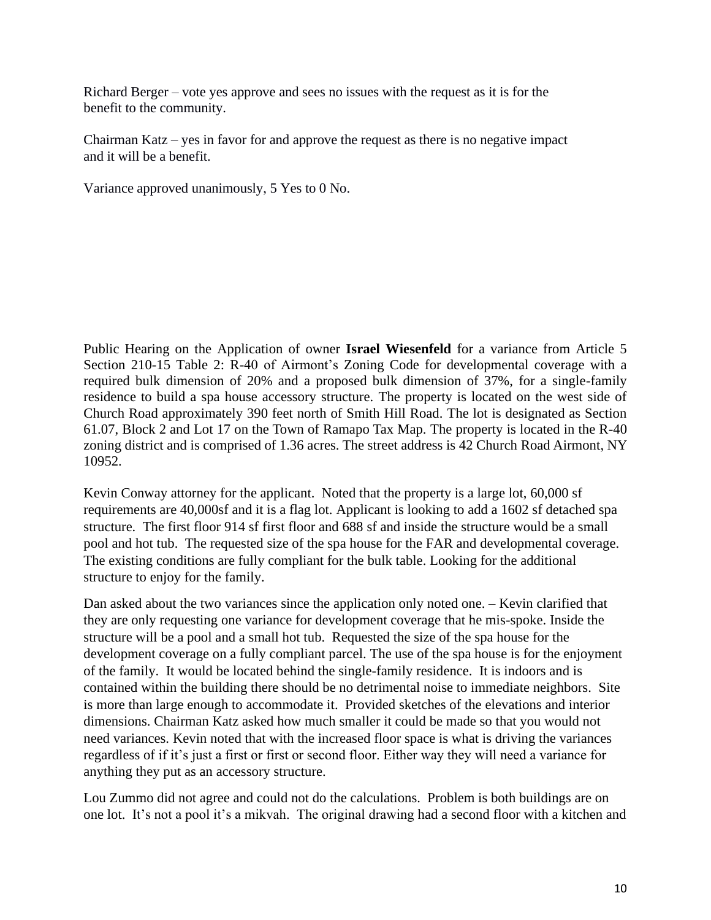Richard Berger – vote yes approve and sees no issues with the request as it is for the benefit to the community.

Chairman Katz – yes in favor for and approve the request as there is no negative impact and it will be a benefit.

Variance approved unanimously, 5 Yes to 0 No.

Public Hearing on the Application of owner **Israel Wiesenfeld** for a variance from Article 5 Section 210-15 Table 2: R-40 of Airmont's Zoning Code for developmental coverage with a required bulk dimension of 20% and a proposed bulk dimension of 37%, for a single-family residence to build a spa house accessory structure. The property is located on the west side of Church Road approximately 390 feet north of Smith Hill Road. The lot is designated as Section 61.07, Block 2 and Lot 17 on the Town of Ramapo Tax Map. The property is located in the R-40 zoning district and is comprised of 1.36 acres. The street address is 42 Church Road Airmont, NY 10952.

Kevin Conway attorney for the applicant. Noted that the property is a large lot, 60,000 sf requirements are 40,000sf and it is a flag lot. Applicant is looking to add a 1602 sf detached spa structure. The first floor 914 sf first floor and 688 sf and inside the structure would be a small pool and hot tub. The requested size of the spa house for the FAR and developmental coverage. The existing conditions are fully compliant for the bulk table. Looking for the additional structure to enjoy for the family.

Dan asked about the two variances since the application only noted one. – Kevin clarified that they are only requesting one variance for development coverage that he mis-spoke. Inside the structure will be a pool and a small hot tub. Requested the size of the spa house for the development coverage on a fully compliant parcel. The use of the spa house is for the enjoyment of the family. It would be located behind the single-family residence. It is indoors and is contained within the building there should be no detrimental noise to immediate neighbors. Site is more than large enough to accommodate it. Provided sketches of the elevations and interior dimensions. Chairman Katz asked how much smaller it could be made so that you would not need variances. Kevin noted that with the increased floor space is what is driving the variances regardless of if it's just a first or first or second floor. Either way they will need a variance for anything they put as an accessory structure.

Lou Zummo did not agree and could not do the calculations. Problem is both buildings are on one lot. It's not a pool it's a mikvah. The original drawing had a second floor with a kitchen and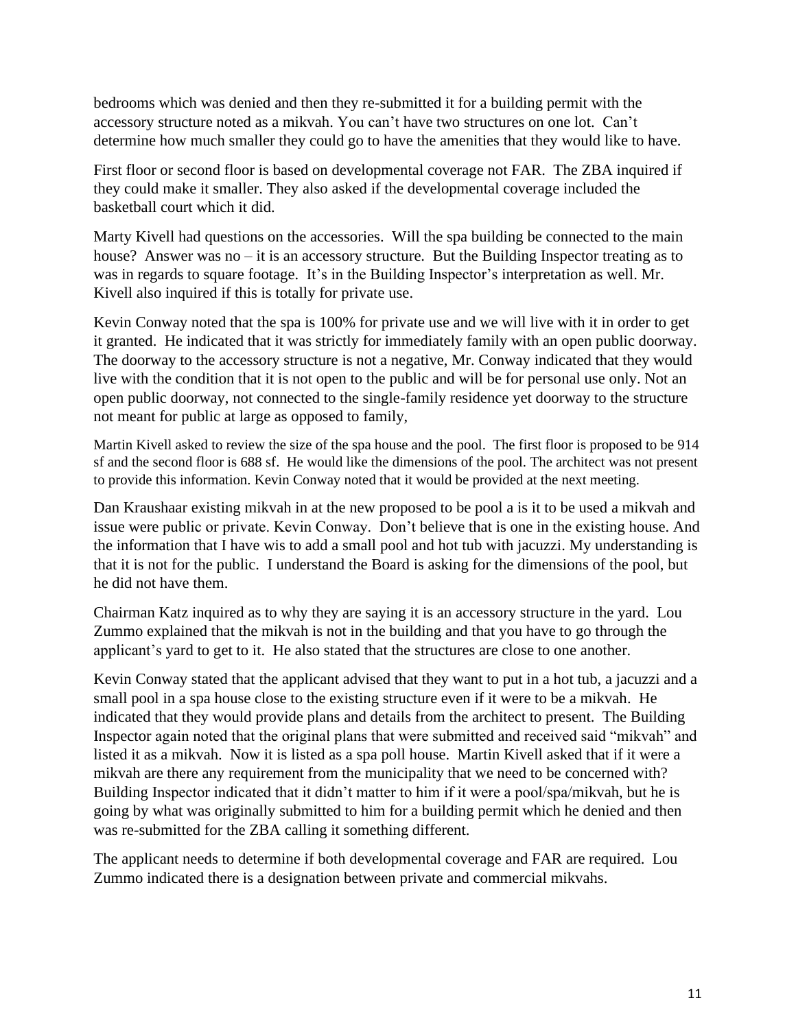bedrooms which was denied and then they re-submitted it for a building permit with the accessory structure noted as a mikvah. You can't have two structures on one lot. Can't determine how much smaller they could go to have the amenities that they would like to have.

First floor or second floor is based on developmental coverage not FAR. The ZBA inquired if they could make it smaller. They also asked if the developmental coverage included the basketball court which it did.

Marty Kivell had questions on the accessories. Will the spa building be connected to the main house? Answer was no – it is an accessory structure. But the Building Inspector treating as to was in regards to square footage. It's in the Building Inspector's interpretation as well. Mr. Kivell also inquired if this is totally for private use.

Kevin Conway noted that the spa is 100% for private use and we will live with it in order to get it granted. He indicated that it was strictly for immediately family with an open public doorway. The doorway to the accessory structure is not a negative, Mr. Conway indicated that they would live with the condition that it is not open to the public and will be for personal use only. Not an open public doorway, not connected to the single-family residence yet doorway to the structure not meant for public at large as opposed to family,

Martin Kivell asked to review the size of the spa house and the pool. The first floor is proposed to be 914 sf and the second floor is 688 sf. He would like the dimensions of the pool. The architect was not present to provide this information. Kevin Conway noted that it would be provided at the next meeting.

Dan Kraushaar existing mikvah in at the new proposed to be pool a is it to be used a mikvah and issue were public or private. Kevin Conway. Don't believe that is one in the existing house. And the information that I have wis to add a small pool and hot tub with jacuzzi. My understanding is that it is not for the public. I understand the Board is asking for the dimensions of the pool, but he did not have them.

Chairman Katz inquired as to why they are saying it is an accessory structure in the yard. Lou Zummo explained that the mikvah is not in the building and that you have to go through the applicant's yard to get to it. He also stated that the structures are close to one another.

Kevin Conway stated that the applicant advised that they want to put in a hot tub, a jacuzzi and a small pool in a spa house close to the existing structure even if it were to be a mikvah. He indicated that they would provide plans and details from the architect to present. The Building Inspector again noted that the original plans that were submitted and received said "mikvah" and listed it as a mikvah. Now it is listed as a spa poll house. Martin Kivell asked that if it were a mikvah are there any requirement from the municipality that we need to be concerned with? Building Inspector indicated that it didn't matter to him if it were a pool/spa/mikvah, but he is going by what was originally submitted to him for a building permit which he denied and then was re-submitted for the ZBA calling it something different.

The applicant needs to determine if both developmental coverage and FAR are required. Lou Zummo indicated there is a designation between private and commercial mikvahs.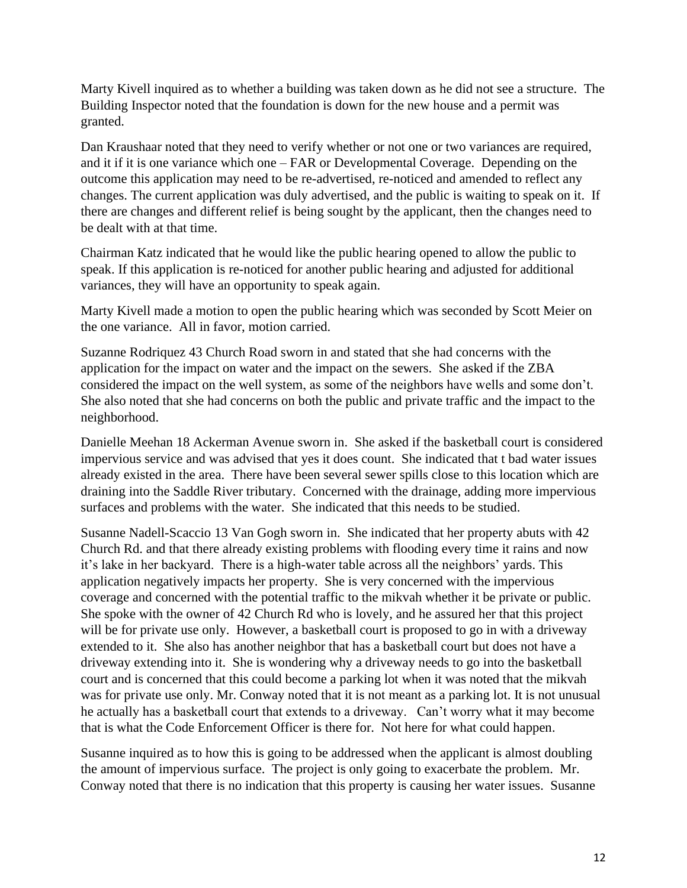Marty Kivell inquired as to whether a building was taken down as he did not see a structure. The Building Inspector noted that the foundation is down for the new house and a permit was granted.

Dan Kraushaar noted that they need to verify whether or not one or two variances are required, and it if it is one variance which one – FAR or Developmental Coverage. Depending on the outcome this application may need to be re-advertised, re-noticed and amended to reflect any changes. The current application was duly advertised, and the public is waiting to speak on it. If there are changes and different relief is being sought by the applicant, then the changes need to be dealt with at that time.

Chairman Katz indicated that he would like the public hearing opened to allow the public to speak. If this application is re-noticed for another public hearing and adjusted for additional variances, they will have an opportunity to speak again.

Marty Kivell made a motion to open the public hearing which was seconded by Scott Meier on the one variance. All in favor, motion carried.

Suzanne Rodriquez 43 Church Road sworn in and stated that she had concerns with the application for the impact on water and the impact on the sewers. She asked if the ZBA considered the impact on the well system, as some of the neighbors have wells and some don't. She also noted that she had concerns on both the public and private traffic and the impact to the neighborhood.

Danielle Meehan 18 Ackerman Avenue sworn in. She asked if the basketball court is considered impervious service and was advised that yes it does count. She indicated that t bad water issues already existed in the area. There have been several sewer spills close to this location which are draining into the Saddle River tributary. Concerned with the drainage, adding more impervious surfaces and problems with the water. She indicated that this needs to be studied.

Susanne Nadell-Scaccio 13 Van Gogh sworn in. She indicated that her property abuts with 42 Church Rd. and that there already existing problems with flooding every time it rains and now it's lake in her backyard. There is a high-water table across all the neighbors' yards. This application negatively impacts her property. She is very concerned with the impervious coverage and concerned with the potential traffic to the mikvah whether it be private or public. She spoke with the owner of 42 Church Rd who is lovely, and he assured her that this project will be for private use only. However, a basketball court is proposed to go in with a driveway extended to it. She also has another neighbor that has a basketball court but does not have a driveway extending into it. She is wondering why a driveway needs to go into the basketball court and is concerned that this could become a parking lot when it was noted that the mikvah was for private use only. Mr. Conway noted that it is not meant as a parking lot. It is not unusual he actually has a basketball court that extends to a driveway. Can't worry what it may become that is what the Code Enforcement Officer is there for. Not here for what could happen.

Susanne inquired as to how this is going to be addressed when the applicant is almost doubling the amount of impervious surface. The project is only going to exacerbate the problem. Mr. Conway noted that there is no indication that this property is causing her water issues. Susanne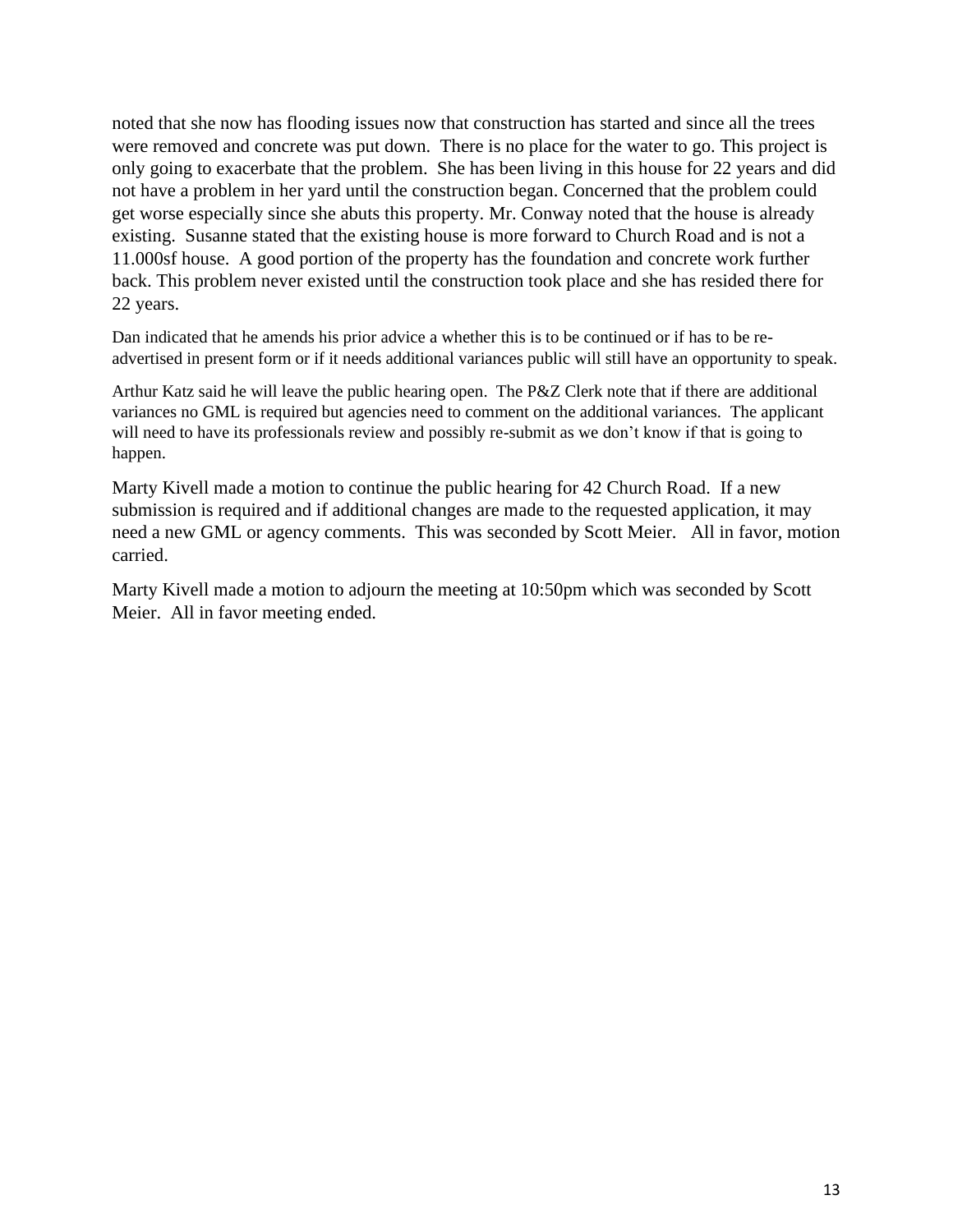noted that she now has flooding issues now that construction has started and since all the trees were removed and concrete was put down. There is no place for the water to go. This project is only going to exacerbate that the problem. She has been living in this house for 22 years and did not have a problem in her yard until the construction began. Concerned that the problem could get worse especially since she abuts this property. Mr. Conway noted that the house is already existing. Susanne stated that the existing house is more forward to Church Road and is not a 11.000sf house. A good portion of the property has the foundation and concrete work further back. This problem never existed until the construction took place and she has resided there for 22 years.

Dan indicated that he amends his prior advice a whether this is to be continued or if has to be re-advertised in present form or if it needs additional variances public will still have an opportunity to speak.

Arthur Katz said he will leave the public hearing open. The P&Z Clerk note that if there are additional variances no GML is required but agencies need to comment on the additional variances. The applicant will need to have its professionals review and possibly re-submit as we don't know if that is going to happen.

Marty Kivell made a motion to continue the public hearing for 42 Church Road. If a new submission is required and if additional changes are made to the requested application, it may need a new GML or agency comments. This was seconded by Scott Meier. All in favor, motion carried.

Marty Kivell made a motion to adjourn the meeting at 10:50pm which was seconded by Scott Meier. All in favor meeting ended.